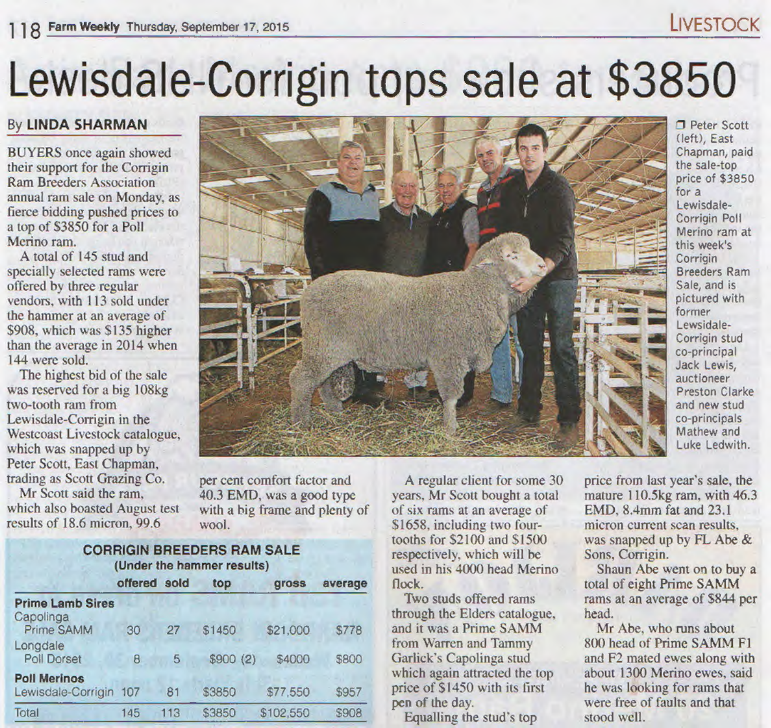# Lewisdale-Corrigin tops sale at $3850

By **LINDA SHARMAN**

BUYERS once again showed their support for the Corrigin Ram Breeders Association annual ram sale on Monday, as fierce bidding pushed prices to a top of $3850 for a Poll Merino ram.

A total of 145 stud and specially selected rams were offered by three regular vendors, with 113 sold under the hammer at an average of $908, which was $135 higher than the average in 2014 when 144 were sold.

The highest bid of the sale was reserved for a big 108kg two-tooth ram from Lewisdale-Corrigin in the Westcoast Livestock catalogue, which was snapped up by Peter Scott, East Chapman, trading as Scott Grazing Co.

Mr Scott said the ram, which also boasted August test results of 18.6 micron, 99.6 per cent comfort factor and 40.3 EMD, was a good type with a big frame and plenty of wool.

Peter Scott (left), East Chapman, paid the sale-top price of $3850 for a Lewisdale-Corrigin Poll Merino ram at this week's Corrigin Breeders Ram Sale, and is pictured with former Lewisdale-Corrigin stud co-principal Jack Lewis, auctioneer Preston Clarke and new stud co-principals Mathew and Luke Ledwith.

**CORRIGIN BREEDERS RAM SALE**
(Under the hammer results)

| | offered | sold | top | gross | average |
|---|---|---|---|---|---|
| **Prime Lamb Sires** | | | | | |
| Capolinga Prime SAMM | 30 | 27 | $1450 | $21,000 | $778 |
| Longdale Poll Dorset | 8 | 5 | $900 (2) | $4000 | $800 |
| **Poll Merinos** | | | | | |
| Lewisdale-Corrigin | 107 | 81 | $3850 | $77,550 | $957 |
| Total | 145 | 113 | $3850 | $102,550 | $908 |

A regular client for some 30 years, Mr Scott bought a total of six rams at an average of $1658, including two four-tooths for $2100 and $1500 respectively, which will be used in his 4000 head Merino flock.

Two studs offered rams through the Elders catalogue, and it was a Prime SAMM from Warren and Tammy Garlick's Capolinga stud which again attracted the top price of $1450 with its first pen of the day.

Equalling the stud's top price from last year's sale, the mature 110.5kg ram, with 46.3 EMD, 8.4mm fat and 23.1 micron current scan results, was snapped up by FL Abe & Sons, Corrigin.

Shaun Abe went on to buy a total of eight Prime SAMM rams at an average of $844 per head.

Mr Abe, who runs about 800 head of Prime SAMM F1 and F2 mated ewes along with about 1300 Merino ewes, said he was looking for rams that were free of faults and that stood well.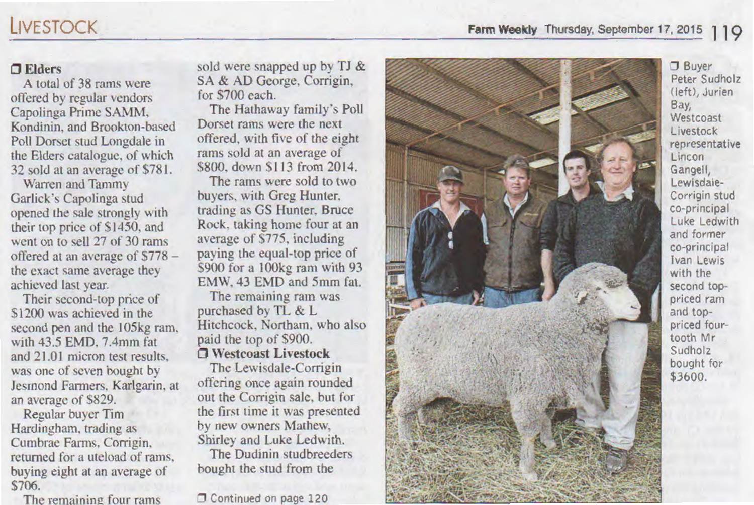### ❐ Elders

A total of 38 rams were offered by regular vendors Capolinga Prime SAMM, Kondinin, and Brookton-based Poll Dorset stud Longdale in the Elders catalogue, of which 32 sold at an average of $781.

Warren and Tammy Garlick's Capolinga stud opened the sale strongly with their top price of $1450, and went on to sell 27 of 30 rams offered at an average of $778 – the exact same average they achieved last year.

Their second-top price of $1200 was achieved in the second pen and the 105kg ram, with 43.5 EMD, 7.4mm fat and 21.01 micron test results, was one of seven bought by Jesmond Farmers, Karlgarin, at an average of $829.

Regular buyer Tim Hardingham, trading as Cumbrae Farms, Corrigin, returned for a uteload of rams, buying eight at an average of $706.

The remaining four rams sold were snapped up by TJ & SA & AD George, Corrigin, for $700 each.

The Hathaway family's Poll Dorset rams were the next offered, with five of the eight rams sold at an average of $800, down $113 from 2014.

The rams were sold to two buyers, with Greg Hunter, trading as GS Hunter, Bruce Rock, taking home four at an average of $775, including paying the equal-top price of $900 for a 100kg ram with 93 EMW, 43 EMD and 5mm fat.

The remaining ram was purchased by TL & L Hitchcock, Northam, who also paid the top of $900.

### ❐ Westcoast Livestock

The Lewisdale-Corrigin offering once again rounded out the Corrigin sale, but for the first time it was presented by new owners Mathew, Shirley and Luke Ledwith.

The Dudinin studbreeders bought the stud from the

❐ Continued on page 120

❐ Buyer Peter Sudholz (left), Jurien Bay, Westcoast Livestock representative Lincon Gangell, Lewisdale-Corrigin stud co-principal Luke Ledwith and former co-principal Ivan Lewis with the second top-priced ram and top-priced four-tooth Mr Sudholz bought for $3600.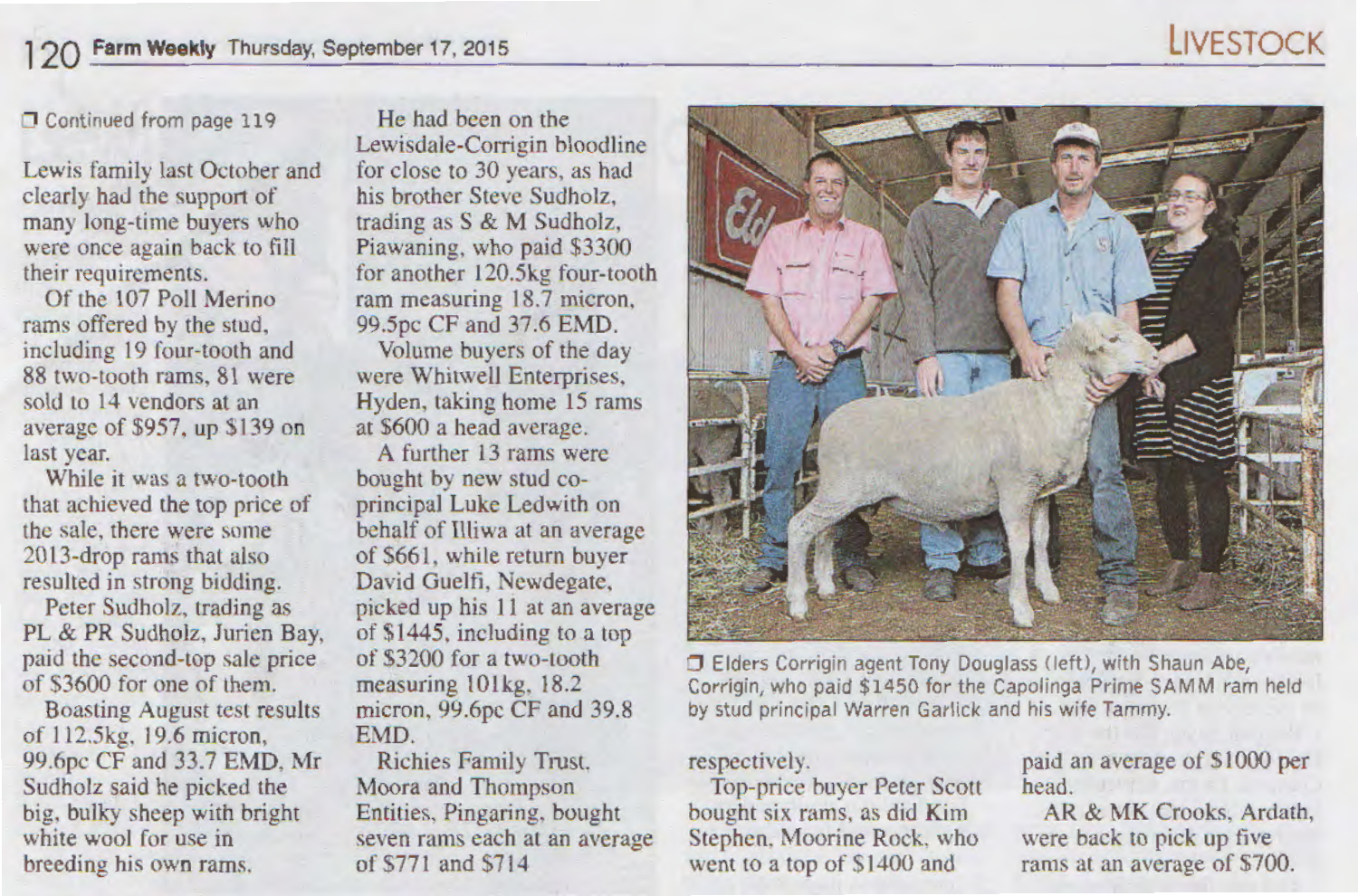❒ Continued from page 119

Lewis family last October and clearly had the support of many long-time buyers who were once again back to fill their requirements.

Of the 107 Poll Merino rams offered by the stud, including 19 four-tooth and 88 two-tooth rams, 81 were sold to 14 vendors at an average of $957, up $139 on last year.

While it was a two-tooth that achieved the top price of the sale, there were some 2013-drop rams that also resulted in strong bidding.

Peter Sudholz, trading as PL & PR Sudholz, Jurien Bay, paid the second-top sale price of $3600 for one of them.

Boasting August test results of 112.5kg, 19.6 micron, 99.6pc CF and 33.7 EMD, Mr Sudholz said he picked the big, bulky sheep with bright white wool for use in breeding his own rams.

He had been on the Lewisdale-Corrigin bloodline for close to 30 years, as had his brother Steve Sudholz, trading as S & M Sudholz, Piawaning, who paid $3300 for another 120.5kg four-tooth ram measuring 18.7 micron, 99.5pc CF and 37.6 EMD.

Volume buyers of the day were Whitwell Enterprises, Hyden, taking home 15 rams at $600 a head average.

A further 13 rams were bought by new stud co-principal Luke Ledwith on behalf of Illiwa at an average of $661, while return buyer David Guelfi, Newdegate, picked up his 11 at an average of $1445, including to a top of $3200 for a two-tooth measuring 101kg, 18.2 micron, 99.6pc CF and 39.8 EMD.

Richies Family Trust, Moora and Thompson Entities, Pingaring, bought seven rams each at an average of $771 and $714 respectively.

Top-price buyer Peter Scott bought six rams, as did Kim Stephen, Moorine Rock, who went to a top of $1400 and paid an average of $1000 per head.

AR & MK Crooks, Ardath, were back to pick up five rams at an average of $700.

❒ Elders Corrigin agent Tony Douglass (left), with Shaun Abe, Corrigin, who paid $1450 for the Capolinga Prime SAMM ram held by stud principal Warren Garlick and his wife Tammy.